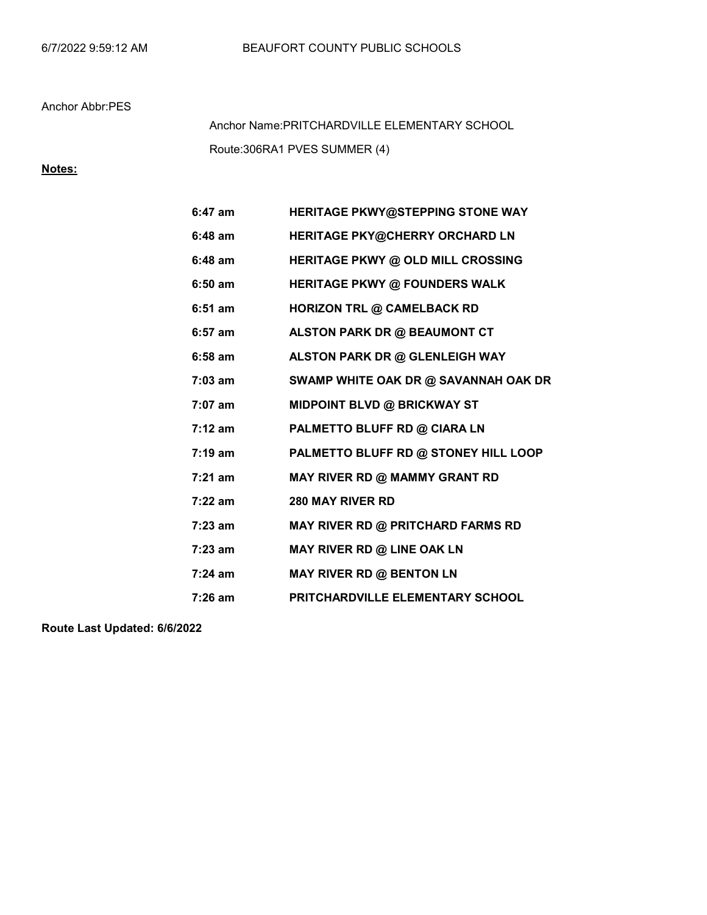BEAUFORT COUNTY PUBLIC SCHOOLS

Anchor Abbr:PES

Anchor Name:PRITCHARDVILLE ELEMENTARY SCHOOL

Route:306RA1 PVES SUMMER (4)

**Notes:**

| | |
|---|---|
| **6:47 am** | **HERITAGE PKWY@STEPPING STONE WAY** |
| **6:48 am** | **HERITAGE PKY@CHERRY ORCHARD LN** |
| **6:48 am** | **HERITAGE PKWY @ OLD MILL CROSSING** |
| **6:50 am** | **HERITAGE PKWY @ FOUNDERS WALK** |
| **6:51 am** | **HORIZON TRL @ CAMELBACK RD** |
| **6:57 am** | **ALSTON PARK DR @ BEAUMONT CT** |
| **6:58 am** | **ALSTON PARK DR @ GLENLEIGH WAY** |
| **7:03 am** | **SWAMP WHITE OAK DR @ SAVANNAH OAK DR** |
| **7:07 am** | **MIDPOINT BLVD @ BRICKWAY ST** |
| **7:12 am** | **PALMETTO BLUFF RD @ CIARA LN** |
| **7:19 am** | **PALMETTO BLUFF RD @ STONEY HILL LOOP** |
| **7:21 am** | **MAY RIVER RD @ MAMMY GRANT RD** |
| **7:22 am** | **280 MAY RIVER RD** |
| **7:23 am** | **MAY RIVER RD @ PRITCHARD FARMS RD** |
| **7:23 am** | **MAY RIVER RD @ LINE OAK LN** |
| **7:24 am** | **MAY RIVER RD @ BENTON LN** |
| **7:26 am** | **PRITCHARDVILLE ELEMENTARY SCHOOL** |

**Route Last Updated: 6/6/2022**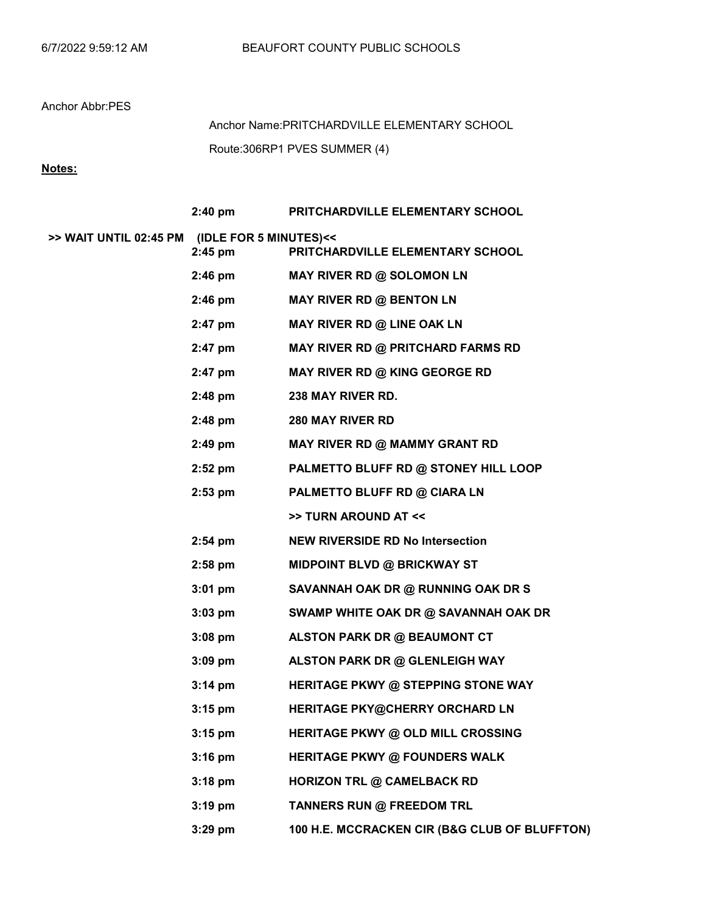6/7/2022 9:59:12 AM BEAUFORT COUNTY PUBLIC SCHOOLS

Anchor Abbr:PES

Anchor Name:PRITCHARDVILLE ELEMENTARY SCHOOL

Route:306RP1 PVES SUMMER (4)

**Notes:**

| | Time | Stop |
|---|---|---|
| | **2:40 pm** | **PRITCHARDVILLE ELEMENTARY SCHOOL** |
| **>> WAIT UNTIL 02:45 PM** | **(IDLE FOR 5 MINUTES)<<** | |
| | **2:45 pm** | **PRITCHARDVILLE ELEMENTARY SCHOOL** |
| | **2:46 pm** | **MAY RIVER RD @ SOLOMON LN** |
| | **2:46 pm** | **MAY RIVER RD @ BENTON LN** |
| | **2:47 pm** | **MAY RIVER RD @ LINE OAK LN** |
| | **2:47 pm** | **MAY RIVER RD @ PRITCHARD FARMS RD** |
| | **2:47 pm** | **MAY RIVER RD @ KING GEORGE RD** |
| | **2:48 pm** | **238 MAY RIVER RD.** |
| | **2:48 pm** | **280 MAY RIVER RD** |
| | **2:49 pm** | **MAY RIVER RD @ MAMMY GRANT RD** |
| | **2:52 pm** | **PALMETTO BLUFF RD @ STONEY HILL LOOP** |
| | **2:53 pm** | **PALMETTO BLUFF RD @ CIARA LN** |
| | | **>> TURN AROUND AT <<** |
| | **2:54 pm** | **NEW RIVERSIDE RD No Intersection** |
| | **2:58 pm** | **MIDPOINT BLVD @ BRICKWAY ST** |
| | **3:01 pm** | **SAVANNAH OAK DR @ RUNNING OAK DR S** |
| | **3:03 pm** | **SWAMP WHITE OAK DR @ SAVANNAH OAK DR** |
| | **3:08 pm** | **ALSTON PARK DR @ BEAUMONT CT** |
| | **3:09 pm** | **ALSTON PARK DR @ GLENLEIGH WAY** |
| | **3:14 pm** | **HERITAGE PKWY @ STEPPING STONE WAY** |
| | **3:15 pm** | **HERITAGE PKY@CHERRY ORCHARD LN** |
| | **3:15 pm** | **HERITAGE PKWY @ OLD MILL CROSSING** |
| | **3:16 pm** | **HERITAGE PKWY @ FOUNDERS WALK** |
| | **3:18 pm** | **HORIZON TRL @ CAMELBACK RD** |
| | **3:19 pm** | **TANNERS RUN @ FREEDOM TRL** |
| | **3:29 pm** | **100 H.E. MCCRACKEN CIR (B&G CLUB OF BLUFFTON)** |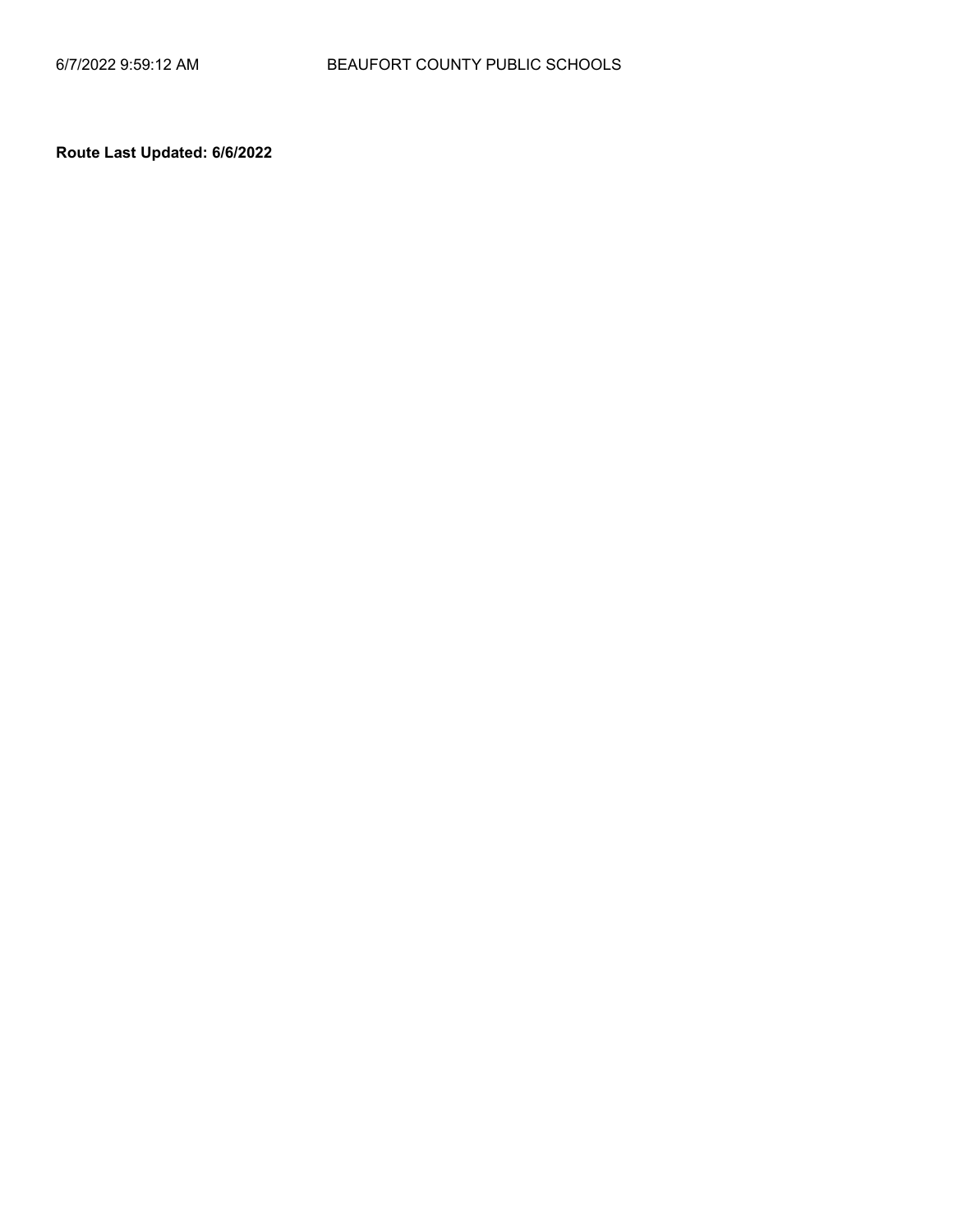**Route Last Updated: 6/6/2022**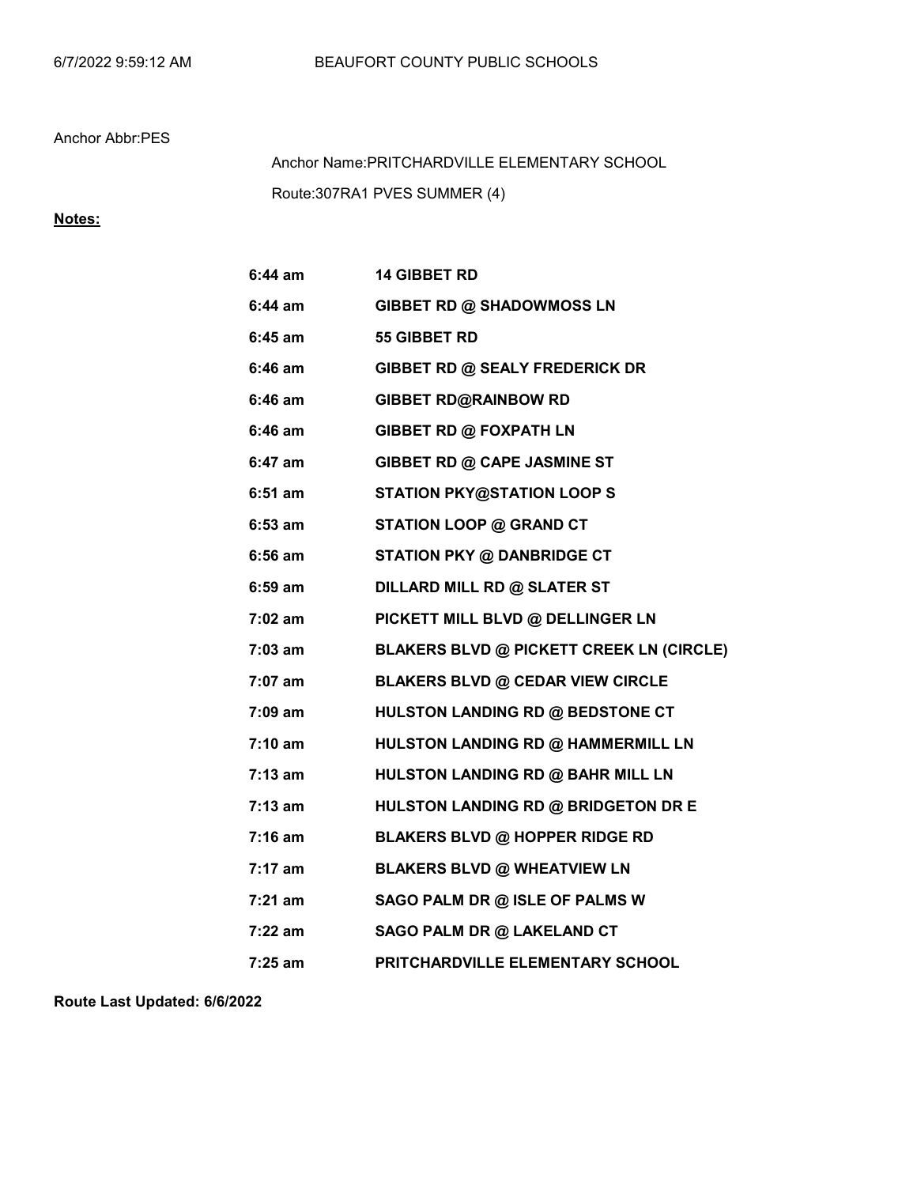Anchor Abbr:PES

Anchor Name:PRITCHARDVILLE ELEMENTARY SCHOOL

Route:307RA1 PVES SUMMER (4)

**Notes:**

| Time | Stop |
|---|---|
| **6:44 am** | **14 GIBBET RD** |
| **6:44 am** | **GIBBET RD @ SHADOWMOSS LN** |
| **6:45 am** | **55 GIBBET RD** |
| **6:46 am** | **GIBBET RD @ SEALY FREDERICK DR** |
| **6:46 am** | **GIBBET RD@RAINBOW RD** |
| **6:46 am** | **GIBBET RD @ FOXPATH LN** |
| **6:47 am** | **GIBBET RD @ CAPE JASMINE ST** |
| **6:51 am** | **STATION PKY@STATION LOOP S** |
| **6:53 am** | **STATION LOOP @ GRAND CT** |
| **6:56 am** | **STATION PKY @ DANBRIDGE CT** |
| **6:59 am** | **DILLARD MILL RD @ SLATER ST** |
| **7:02 am** | **PICKETT MILL BLVD @ DELLINGER LN** |
| **7:03 am** | **BLAKERS BLVD @ PICKETT CREEK LN (CIRCLE)** |
| **7:07 am** | **BLAKERS BLVD @ CEDAR VIEW CIRCLE** |
| **7:09 am** | **HULSTON LANDING RD @ BEDSTONE CT** |
| **7:10 am** | **HULSTON LANDING RD @ HAMMERMILL LN** |
| **7:13 am** | **HULSTON LANDING RD @ BAHR MILL LN** |
| **7:13 am** | **HULSTON LANDING RD @ BRIDGETON DR E** |
| **7:16 am** | **BLAKERS BLVD @ HOPPER RIDGE RD** |
| **7:17 am** | **BLAKERS BLVD @ WHEATVIEW LN** |
| **7:21 am** | **SAGO PALM DR @ ISLE OF PALMS W** |
| **7:22 am** | **SAGO PALM DR @ LAKELAND CT** |
| **7:25 am** | **PRITCHARDVILLE ELEMENTARY SCHOOL** |

**Route Last Updated: 6/6/2022**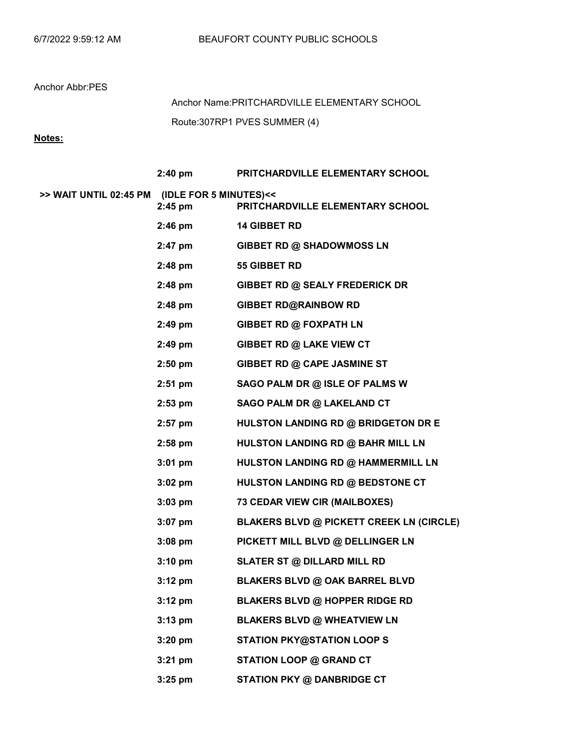Anchor Abbr:PES

Anchor Name:PRITCHARDVILLE ELEMENTARY SCHOOL

Route:307RP1 PVES SUMMER (4)

**Notes:**

| | Time | Stop |
|---|---|---|
| | **2:40 pm** | **PRITCHARDVILLE ELEMENTARY SCHOOL** |
| **>> WAIT UNTIL 02:45 PM (IDLE FOR 5 MINUTES)<<** | | |
| | **2:45 pm** | **PRITCHARDVILLE ELEMENTARY SCHOOL** |
| | **2:46 pm** | **14 GIBBET RD** |
| | **2:47 pm** | **GIBBET RD @ SHADOWMOSS LN** |
| | **2:48 pm** | **55 GIBBET RD** |
| | **2:48 pm** | **GIBBET RD @ SEALY FREDERICK DR** |
| | **2:48 pm** | **GIBBET RD@RAINBOW RD** |
| | **2:49 pm** | **GIBBET RD @ FOXPATH LN** |
| | **2:49 pm** | **GIBBET RD @ LAKE VIEW CT** |
| | **2:50 pm** | **GIBBET RD @ CAPE JASMINE ST** |
| | **2:51 pm** | **SAGO PALM DR @ ISLE OF PALMS W** |
| | **2:53 pm** | **SAGO PALM DR @ LAKELAND CT** |
| | **2:57 pm** | **HULSTON LANDING RD @ BRIDGETON DR E** |
| | **2:58 pm** | **HULSTON LANDING RD @ BAHR MILL LN** |
| | **3:01 pm** | **HULSTON LANDING RD @ HAMMERMILL LN** |
| | **3:02 pm** | **HULSTON LANDING RD @ BEDSTONE CT** |
| | **3:03 pm** | **73 CEDAR VIEW CIR (MAILBOXES)** |
| | **3:07 pm** | **BLAKERS BLVD @ PICKETT CREEK LN (CIRCLE)** |
| | **3:08 pm** | **PICKETT MILL BLVD @ DELLINGER LN** |
| | **3:10 pm** | **SLATER ST @ DILLARD MILL RD** |
| | **3:12 pm** | **BLAKERS BLVD @ OAK BARREL BLVD** |
| | **3:12 pm** | **BLAKERS BLVD @ HOPPER RIDGE RD** |
| | **3:13 pm** | **BLAKERS BLVD @ WHEATVIEW LN** |
| | **3:20 pm** | **STATION PKY@STATION LOOP S** |
| | **3:21 pm** | **STATION LOOP @ GRAND CT** |
| | **3:25 pm** | **STATION PKY @ DANBRIDGE CT** |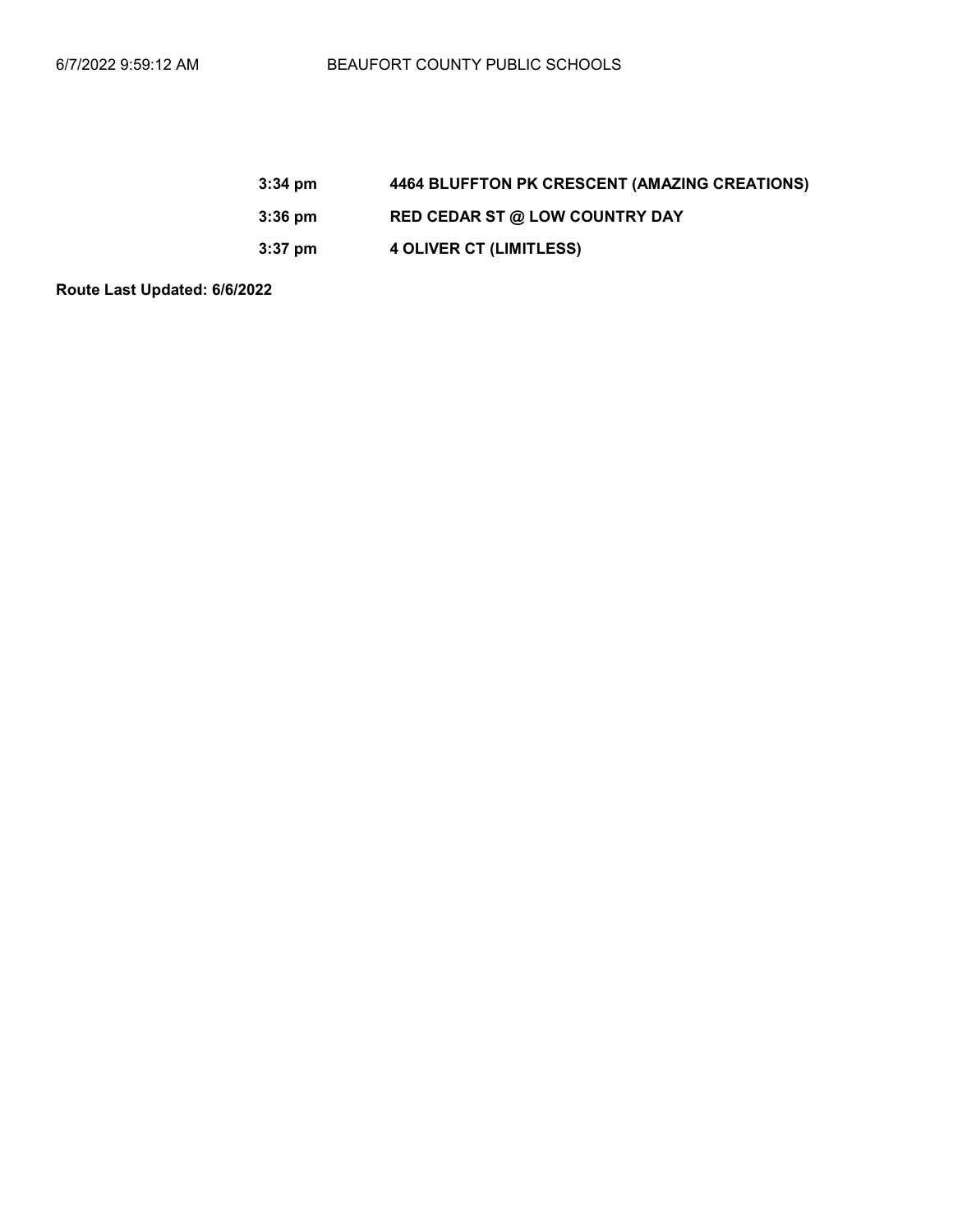| | |
|---|---|
| **3:34 pm** | **4464 BLUFFTON PK CRESCENT (AMAZING CREATIONS)** |
| **3:36 pm** | **RED CEDAR ST @ LOW COUNTRY DAY** |
| **3:37 pm** | **4 OLIVER CT (LIMITLESS)** |

**Route Last Updated: 6/6/2022**